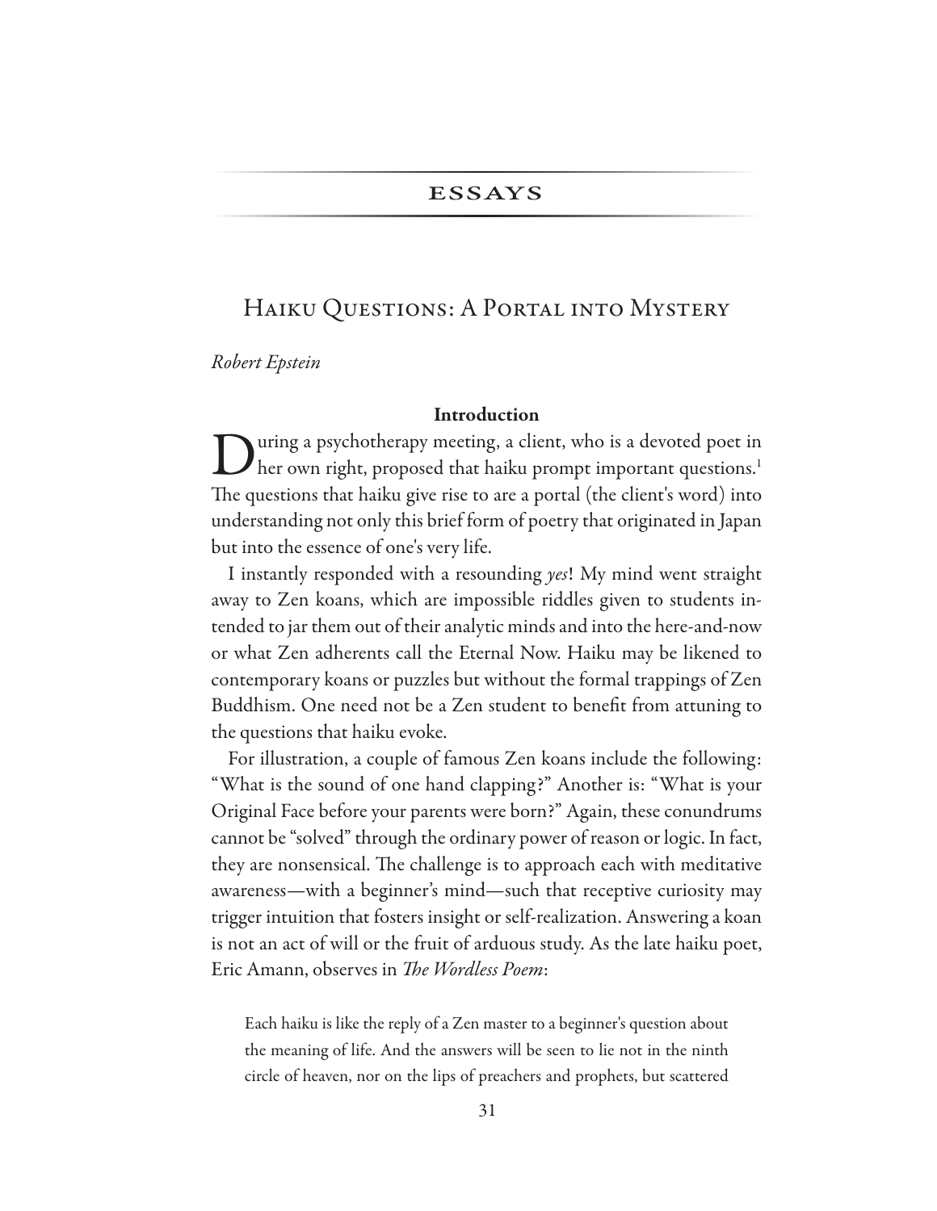ESSAYS

# Haiku Questions: A Portal into Mystery

*Robert Epstein*

## Introduction

During a psychotherapy meeting, a client, who is a devoted poet in her own right, proposed that haiku prompt important questions.[1] The questions that haiku give rise to are a portal (the client's word) into understanding not only this brief form of poetry that originated in Japan but into the essence of one's very life.

I instantly responded with a resounding *yes*! My mind went straight away to Zen koans, which are impossible riddles given to students intended to jar them out of their analytic minds and into the here-and-now or what Zen adherents call the Eternal Now. Haiku may be likened to contemporary koans or puzzles but without the formal trappings of Zen Buddhism. One need not be a Zen student to benefit from attuning to the questions that haiku evoke.

For illustration, a couple of famous Zen koans include the following: "What is the sound of one hand clapping?" Another is: "What is your Original Face before your parents were born?" Again, these conundrums cannot be "solved" through the ordinary power of reason or logic. In fact, they are nonsensical. The challenge is to approach each with meditative awareness—with a beginner's mind—such that receptive curiosity may trigger intuition that fosters insight or self-realization. Answering a koan is not an act of will or the fruit of arduous study. As the late haiku poet, Eric Amann, observes in *The Wordless Poem*:

> Each haiku is like the reply of a Zen master to a beginner's question about the meaning of life. And the answers will be seen to lie not in the ninth circle of heaven, nor on the lips of preachers and prophets, but scattered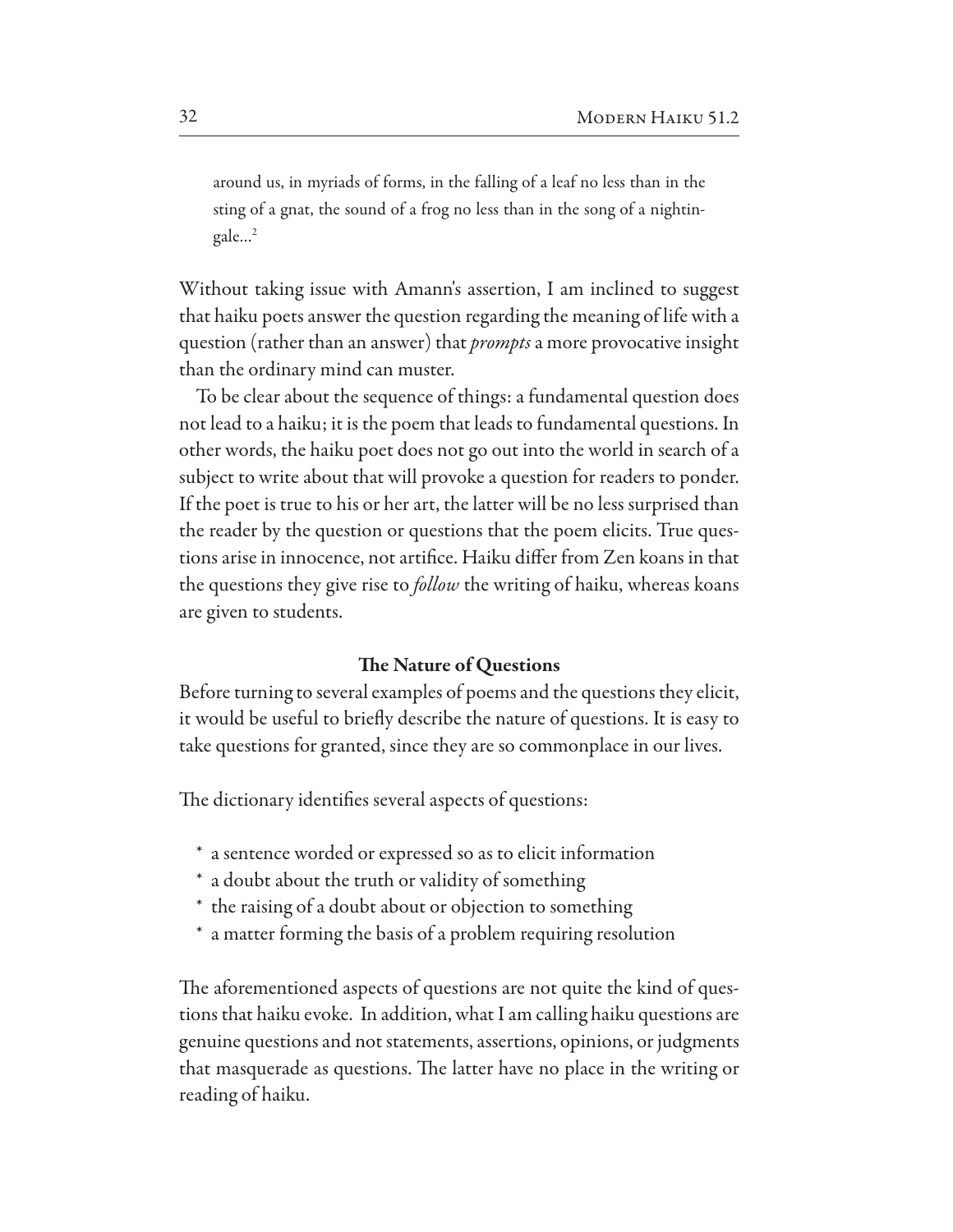> around us, in myriads of forms, in the falling of a leaf no less than in the sting of a gnat, the sound of a frog no less than in the song of a nightingale…[2]

Without taking issue with Amann's assertion, I am inclined to suggest that haiku poets answer the question regarding the meaning of life with a question (rather than an answer) that *prompts* a more provocative insight than the ordinary mind can muster.

To be clear about the sequence of things: a fundamental question does not lead to a haiku; it is the poem that leads to fundamental questions. In other words, the haiku poet does not go out into the world in search of a subject to write about that will provoke a question for readers to ponder. If the poet is true to his or her art, the latter will be no less surprised than the reader by the question or questions that the poem elicits. True questions arise in innocence, not artifice. Haiku differ from Zen koans in that the questions they give rise to *follow* the writing of haiku, whereas koans are given to students.

## The Nature of Questions

Before turning to several examples of poems and the questions they elicit, it would be useful to briefly describe the nature of questions. It is easy to take questions for granted, since they are so commonplace in our lives.

The dictionary identifies several aspects of questions:

* a sentence worded or expressed so as to elicit information
* a doubt about the truth or validity of something
* the raising of a doubt about or objection to something
* a matter forming the basis of a problem requiring resolution

The aforementioned aspects of questions are not quite the kind of questions that haiku evoke. In addition, what I am calling haiku questions are genuine questions and not statements, assertions, opinions, or judgments that masquerade as questions. The latter have no place in the writing or reading of haiku.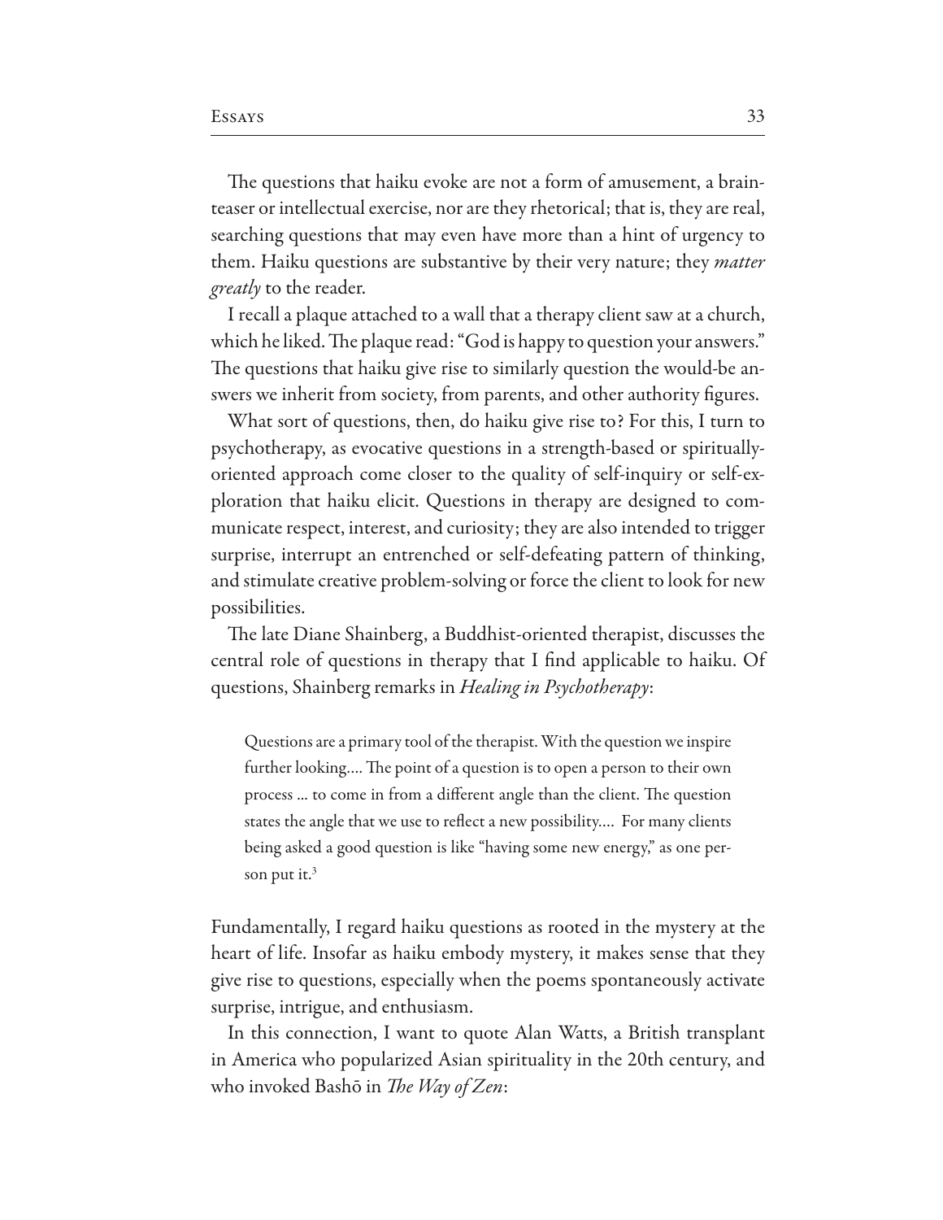The questions that haiku evoke are not a form of amusement, a brainteaser or intellectual exercise, nor are they rhetorical; that is, they are real, searching questions that may even have more than a hint of urgency to them. Haiku questions are substantive by their very nature; they *matter greatly* to the reader.

I recall a plaque attached to a wall that a therapy client saw at a church, which he liked. The plaque read: "God is happy to question your answers." The questions that haiku give rise to similarly question the would-be answers we inherit from society, from parents, and other authority figures.

What sort of questions, then, do haiku give rise to? For this, I turn to psychotherapy, as evocative questions in a strength-based or spiritually-oriented approach come closer to the quality of self-inquiry or self-exploration that haiku elicit. Questions in therapy are designed to communicate respect, interest, and curiosity; they are also intended to trigger surprise, interrupt an entrenched or self-defeating pattern of thinking, and stimulate creative problem-solving or force the client to look for new possibilities.

The late Diane Shainberg, a Buddhist-oriented therapist, discusses the central role of questions in therapy that I find applicable to haiku. Of questions, Shainberg remarks in *Healing in Psychotherapy*:

> Questions are a primary tool of the therapist. With the question we inspire further looking.... The point of a question is to open a person to their own process ... to come in from a different angle than the client. The question states the angle that we use to reflect a new possibility.... For many clients being asked a good question is like "having some new energy," as one person put it.[3]

Fundamentally, I regard haiku questions as rooted in the mystery at the heart of life. Insofar as haiku embody mystery, it makes sense that they give rise to questions, especially when the poems spontaneously activate surprise, intrigue, and enthusiasm.

In this connection, I want to quote Alan Watts, a British transplant in America who popularized Asian spirituality in the 20th century, and who invoked Bashō in *The Way of Zen*: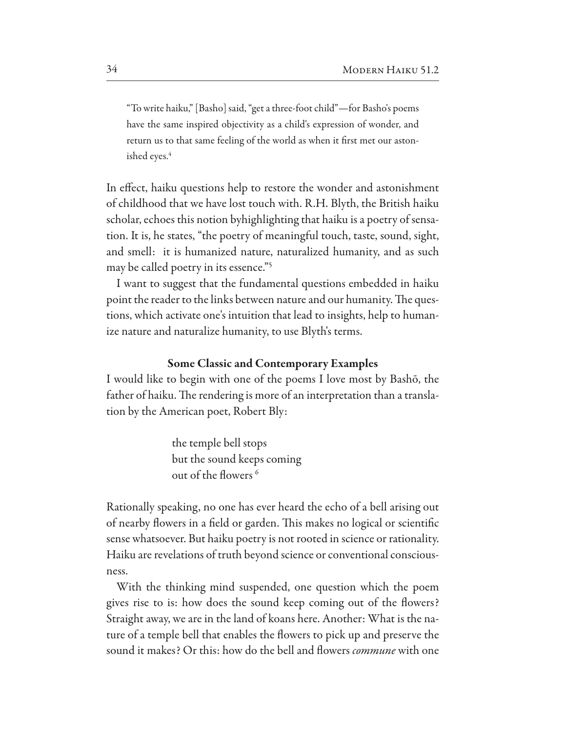> "To write haiku," [Basho] said, "get a three-foot child"—for Basho's poems have the same inspired objectivity as a child's expression of wonder, and return us to that same feeling of the world as when it first met our astonished eyes.[4]

In effect, haiku questions help to restore the wonder and astonishment of childhood that we have lost touch with. R.H. Blyth, the British haiku scholar, echoes this notion byhighlighting that haiku is a poetry of sensation. It is, he states, "the poetry of meaningful touch, taste, sound, sight, and smell: it is humanized nature, naturalized humanity, and as such may be called poetry in its essence."[5]

I want to suggest that the fundamental questions embedded in haiku point the reader to the links between nature and our humanity. The questions, which activate one's intuition that lead to insights, help to humanize nature and naturalize humanity, to use Blyth's terms.

### Some Classic and Contemporary Examples

I would like to begin with one of the poems I love most by Bashō, the father of haiku. The rendering is more of an interpretation than a translation by the American poet, Robert Bly:

> the temple bell stops
> but the sound keeps coming
> out of the flowers [6]

Rationally speaking, no one has ever heard the echo of a bell arising out of nearby flowers in a field or garden. This makes no logical or scientific sense whatsoever. But haiku poetry is not rooted in science or rationality. Haiku are revelations of truth beyond science or conventional consciousness.

With the thinking mind suspended, one question which the poem gives rise to is: how does the sound keep coming out of the flowers? Straight away, we are in the land of koans here. Another: What is the nature of a temple bell that enables the flowers to pick up and preserve the sound it makes? Or this: how do the bell and flowers *commune* with one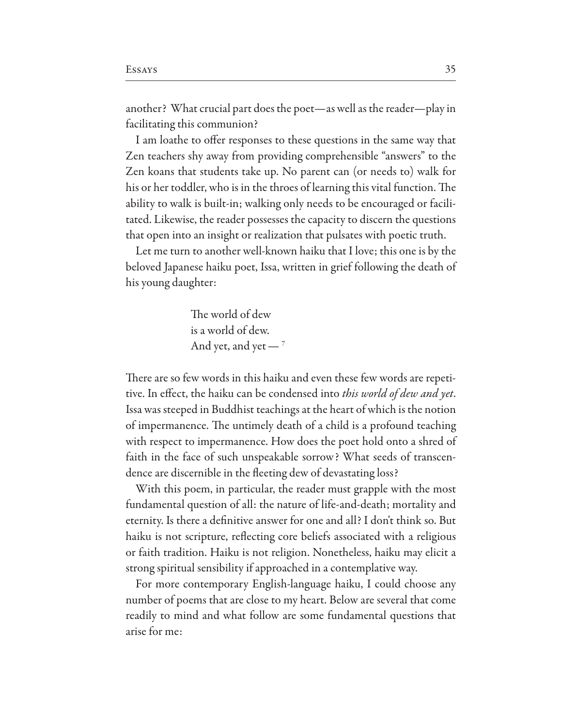another? What crucial part does the poet—as well as the reader—play in facilitating this communion?

I am loathe to offer responses to these questions in the same way that Zen teachers shy away from providing comprehensible "answers" to the Zen koans that students take up. No parent can (or needs to) walk for his or her toddler, who is in the throes of learning this vital function. The ability to walk is built-in; walking only needs to be encouraged or facilitated. Likewise, the reader possesses the capacity to discern the questions that open into an insight or realization that pulsates with poetic truth.

Let me turn to another well-known haiku that I love; this one is by the beloved Japanese haiku poet, Issa, written in grief following the death of his young daughter:

> The world of dew
> is a world of dew.
> And yet, and yet — [7]

There are so few words in this haiku and even these few words are repetitive. In effect, the haiku can be condensed into *this world of dew and yet*. Issa was steeped in Buddhist teachings at the heart of which is the notion of impermanence. The untimely death of a child is a profound teaching with respect to impermanence. How does the poet hold onto a shred of faith in the face of such unspeakable sorrow? What seeds of transcendence are discernible in the fleeting dew of devastating loss?

With this poem, in particular, the reader must grapple with the most fundamental question of all: the nature of life-and-death; mortality and eternity. Is there a definitive answer for one and all? I don't think so. But haiku is not scripture, reflecting core beliefs associated with a religious or faith tradition. Haiku is not religion. Nonetheless, haiku may elicit a strong spiritual sensibility if approached in a contemplative way.

For more contemporary English-language haiku, I could choose any number of poems that are close to my heart. Below are several that come readily to mind and what follow are some fundamental questions that arise for me: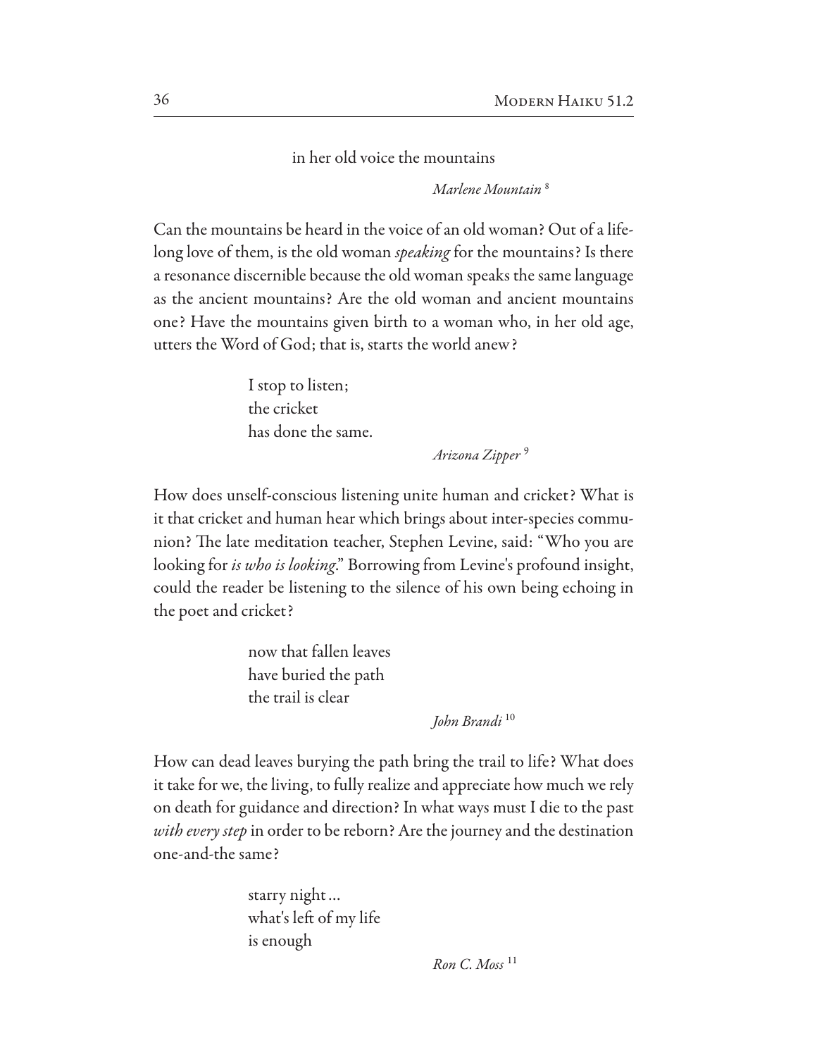in her old voice the mountains

*Marlene Mountain* [8]

Can the mountains be heard in the voice of an old woman? Out of a lifelong love of them, is the old woman *speaking* for the mountains? Is there a resonance discernible because the old woman speaks the same language as the ancient mountains? Are the old woman and ancient mountains one? Have the mountains given birth to a woman who, in her old age, utters the Word of God; that is, starts the world anew?

I stop to listen;  
the cricket  
has done the same.

*Arizona Zipper* [9]

How does unself-conscious listening unite human and cricket? What is it that cricket and human hear which brings about inter-species communion? The late meditation teacher, Stephen Levine, said: "Who you are looking for *is who is looking*." Borrowing from Levine's profound insight, could the reader be listening to the silence of his own being echoing in the poet and cricket?

now that fallen leaves  
have buried the path  
the trail is clear

*John Brandi* [10]

How can dead leaves burying the path bring the trail to life? What does it take for we, the living, to fully realize and appreciate how much we rely on death for guidance and direction? In what ways must I die to the past *with every step* in order to be reborn? Are the journey and the destination one-and-the same?

starry night…  
what's left of my life  
is enough

*Ron C. Moss* [11]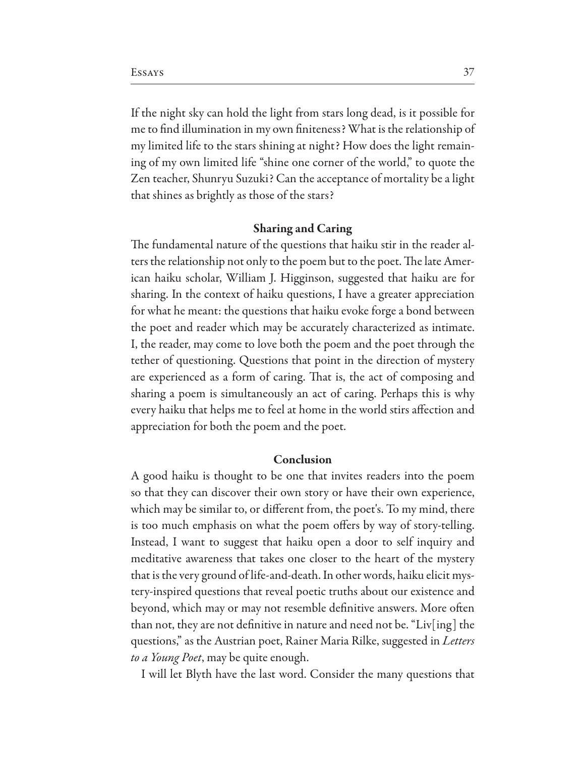If the night sky can hold the light from stars long dead, is it possible for me to find illumination in my own finiteness? What is the relationship of my limited life to the stars shining at night? How does the light remaining of my own limited life "shine one corner of the world," to quote the Zen teacher, Shunryu Suzuki? Can the acceptance of mortality be a light that shines as brightly as those of the stars?

## Sharing and Caring

The fundamental nature of the questions that haiku stir in the reader alters the relationship not only to the poem but to the poet. The late American haiku scholar, William J. Higginson, suggested that haiku are for sharing. In the context of haiku questions, I have a greater appreciation for what he meant: the questions that haiku evoke forge a bond between the poet and reader which may be accurately characterized as intimate. I, the reader, may come to love both the poem and the poet through the tether of questioning. Questions that point in the direction of mystery are experienced as a form of caring. That is, the act of composing and sharing a poem is simultaneously an act of caring. Perhaps this is why every haiku that helps me to feel at home in the world stirs affection and appreciation for both the poem and the poet.

## Conclusion

A good haiku is thought to be one that invites readers into the poem so that they can discover their own story or have their own experience, which may be similar to, or different from, the poet's. To my mind, there is too much emphasis on what the poem offers by way of story-telling. Instead, I want to suggest that haiku open a door to self inquiry and meditative awareness that takes one closer to the heart of the mystery that is the very ground of life-and-death. In other words, haiku elicit mystery-inspired questions that reveal poetic truths about our existence and beyond, which may or may not resemble definitive answers. More often than not, they are not definitive in nature and need not be. "Liv[ing] the questions," as the Austrian poet, Rainer Maria Rilke, suggested in *Letters to a Young Poet*, may be quite enough.

I will let Blyth have the last word. Consider the many questions that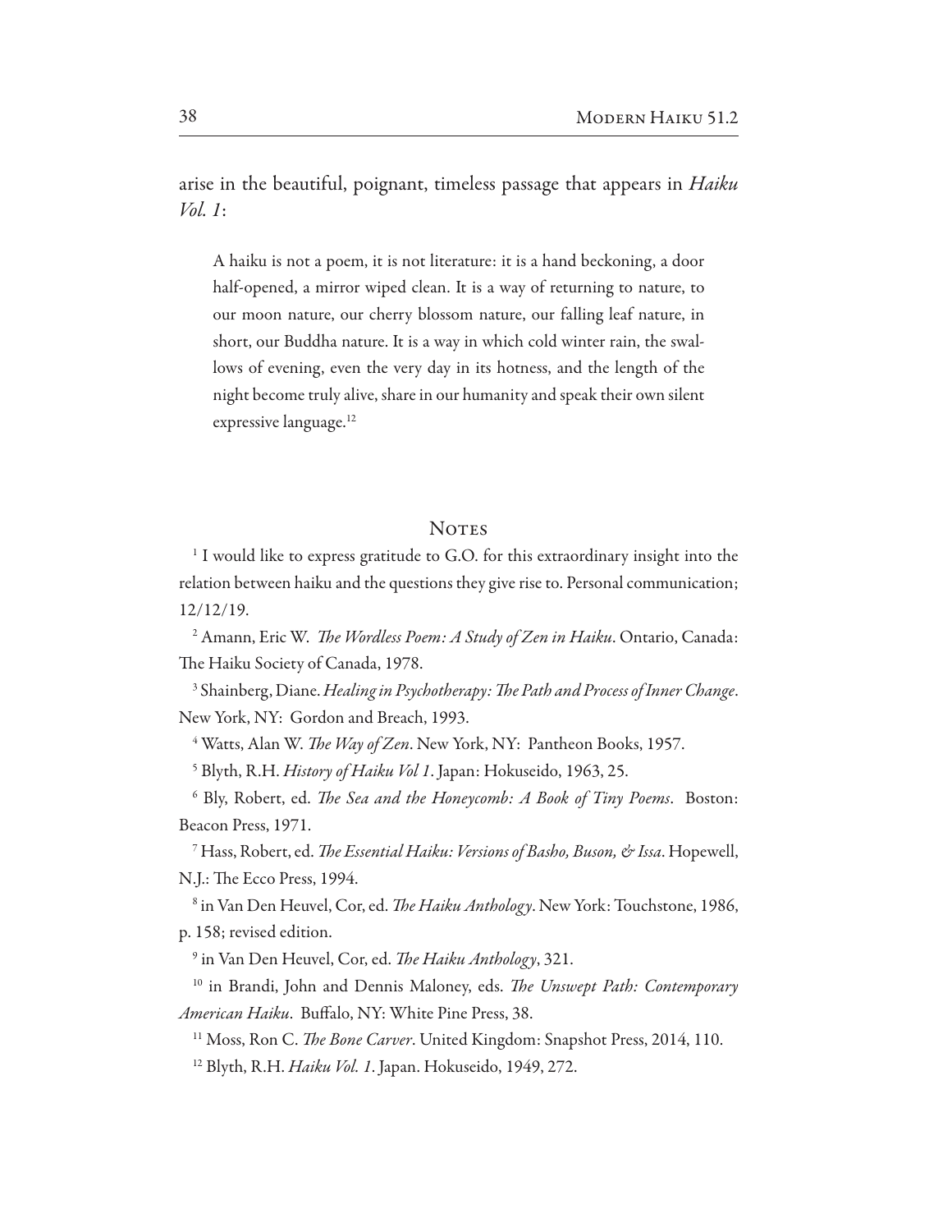arise in the beautiful, poignant, timeless passage that appears in *Haiku Vol. 1*:

> A haiku is not a poem, it is not literature: it is a hand beckoning, a door half-opened, a mirror wiped clean. It is a way of returning to nature, to our moon nature, our cherry blossom nature, our falling leaf nature, in short, our Buddha nature. It is a way in which cold winter rain, the swallows of evening, even the very day in its hotness, and the length of the night become truly alive, share in our humanity and speak their own silent expressive language.[12]

## Notes

[1] I would like to express gratitude to G.O. for this extraordinary insight into the relation between haiku and the questions they give rise to. Personal communication; 12/12/19.

[2] Amann, Eric W. *The Wordless Poem: A Study of Zen in Haiku*. Ontario, Canada: The Haiku Society of Canada, 1978.

[3] Shainberg, Diane. *Healing in Psychotherapy: The Path and Process of Inner Change*. New York, NY: Gordon and Breach, 1993.

[4] Watts, Alan W. *The Way of Zen*. New York, NY: Pantheon Books, 1957.

[5] Blyth, R.H. *History of Haiku Vol 1*. Japan: Hokuseido, 1963, 25.

[6] Bly, Robert, ed. *The Sea and the Honeycomb: A Book of Tiny Poems*. Boston: Beacon Press, 1971.

[7] Hass, Robert, ed. *The Essential Haiku: Versions of Basho, Buson, & Issa*. Hopewell, N.J.: The Ecco Press, 1994.

[8] in Van Den Heuvel, Cor, ed. *The Haiku Anthology*. New York: Touchstone, 1986, p. 158; revised edition.

[9] in Van Den Heuvel, Cor, ed. *The Haiku Anthology*, 321.

[10] in Brandi, John and Dennis Maloney, eds. *The Unswept Path: Contemporary American Haiku*. Buffalo, NY: White Pine Press, 38.

[11] Moss, Ron C. *The Bone Carver*. United Kingdom: Snapshot Press, 2014, 110.

[12] Blyth, R.H. *Haiku Vol. 1*. Japan. Hokuseido, 1949, 272.